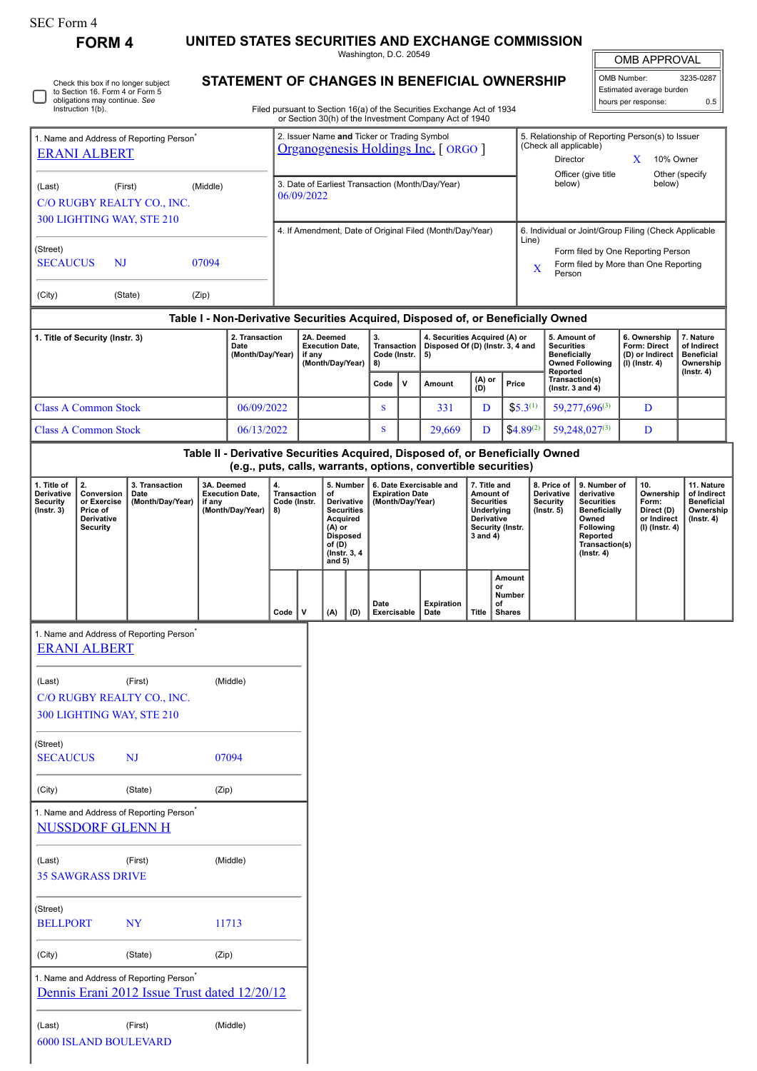SEC Form 4

# FORM 4

## UNITED STATES SECURITIES AND EXCHANGE COMMISSION

Washington, D.C. 20549

## STATEMENT OF CHANGES IN BENEFICIAL OWNERSHIP

Filed pursuant to Section 16(a) of the Securities Exchange Act of 1934 or Section 30(h) of the Investment Company Act of 1940

| OMB APPROVAL | |
|---|---|
| OMB Number: | 3235-0287 |
| Estimated average burden | |
| hours per response: | 0.5 |

☐ Check this box if no longer subject to Section 16. Form 4 or Form 5 obligations may continue. *See* Instruction 1(b).

| 1. Name and Address of Reporting Person* | 2. Issuer Name **and** Ticker or Trading Symbol | 5. Relationship of Reporting Person(s) to Issuer (Check all applicable) |
|---|---|---|
| ERANI ALBERT | Organogenesis Holdings Inc. [ ORGO ] | Director / X 10% Owner / Officer (give title below) / Other (specify below) |
| (Last) (First) (Middle) C/O RUGBY REALTY CO., INC. 300 LIGHTING WAY, STE 210 | 3. Date of Earliest Transaction (Month/Day/Year) 06/09/2022 | |
| (Street) SECAUCUS NJ 07094 | 4. If Amendment, Date of Original Filed (Month/Day/Year) | 6. Individual or Joint/Group Filing (Check Applicable Line) Form filed by One Reporting Person / X Form filed by More than One Reporting Person |
| (City) (State) (Zip) | | |

### Table I - Non-Derivative Securities Acquired, Disposed of, or Beneficially Owned

| 1. Title of Security (Instr. 3) | 2. Transaction Date (Month/Day/Year) | 2A. Deemed Execution Date, if any (Month/Day/Year) | 3. Transaction Code (Instr. 8) | | 4. Securities Acquired (A) or Disposed Of (D) (Instr. 3, 4 and 5) | | | 5. Amount of Securities Beneficially Owned Following Reported Transaction(s) (Instr. 3 and 4) | 6. Ownership Form: Direct (D) or Indirect (I) (Instr. 4) | 7. Nature of Indirect Beneficial Ownership (Instr. 4) |
|---|---|---|---|---|---|---|---|---|---|---|
| | | | Code | V | Amount | (A) or (D) | Price | | | |
| Class A Common Stock | 06/09/2022 | | S | | 331 | D | $5.3[1] | 59,277,696[3] | D | |
| Class A Common Stock | 06/13/2022 | | S | | 29,669 | D | $4.89[2] | 59,248,027[3] | D | |

### Table II - Derivative Securities Acquired, Disposed of, or Beneficially Owned (e.g., puts, calls, warrants, options, convertible securities)

| 1. Title of Derivative Security (Instr. 3) | 2. Conversion or Exercise Price of Derivative Security | 3. Transaction Date (Month/Day/Year) | 3A. Deemed Execution Date, if any (Month/Day/Year) | 4. Transaction Code (Instr. 8) | | 5. Number of Derivative Securities Acquired (A) or Disposed of (D) (Instr. 3, 4 and 5) | | 6. Date Exercisable and Expiration Date (Month/Day/Year) | | 7. Title and Amount of Securities Underlying Derivative Security (Instr. 3 and 4) | | 8. Price of Derivative Security (Instr. 5) | 9. Number of derivative Securities Beneficially Owned Following Reported Transaction(s) (Instr. 4) | 10. Ownership Form: Direct (D) or Indirect (I) (Instr. 4) | 11. Nature of Indirect Beneficial Ownership (Instr. 4) |
|---|---|---|---|---|---|---|---|---|---|---|---|---|---|---|---|
| | | | | Code | V | (A) | (D) | Date Exercisable | Expiration Date | Title | Amount or Number of Shares | | | | |

| 1. Name and Address of Reporting Person* |
|---|
| ERANI ALBERT |
| (Last) (First) (Middle) |
| C/O RUGBY REALTY CO., INC. 300 LIGHTING WAY, STE 210 |
| (Street) SECAUCUS NJ 07094 |
| (City) (State) (Zip) |

| 1. Name and Address of Reporting Person* |
|---|
| NUSSDORF GLENN H |
| (Last) (First) (Middle) |
| 35 SAWGRASS DRIVE |
| (Street) BELLPORT NY 11713 |
| (City) (State) (Zip) |

| 1. Name and Address of Reporting Person* |
|---|
| Dennis Erani 2012 Issue Trust dated 12/20/12 |
| (Last) (First) (Middle) |
| 6000 ISLAND BOULEVARD |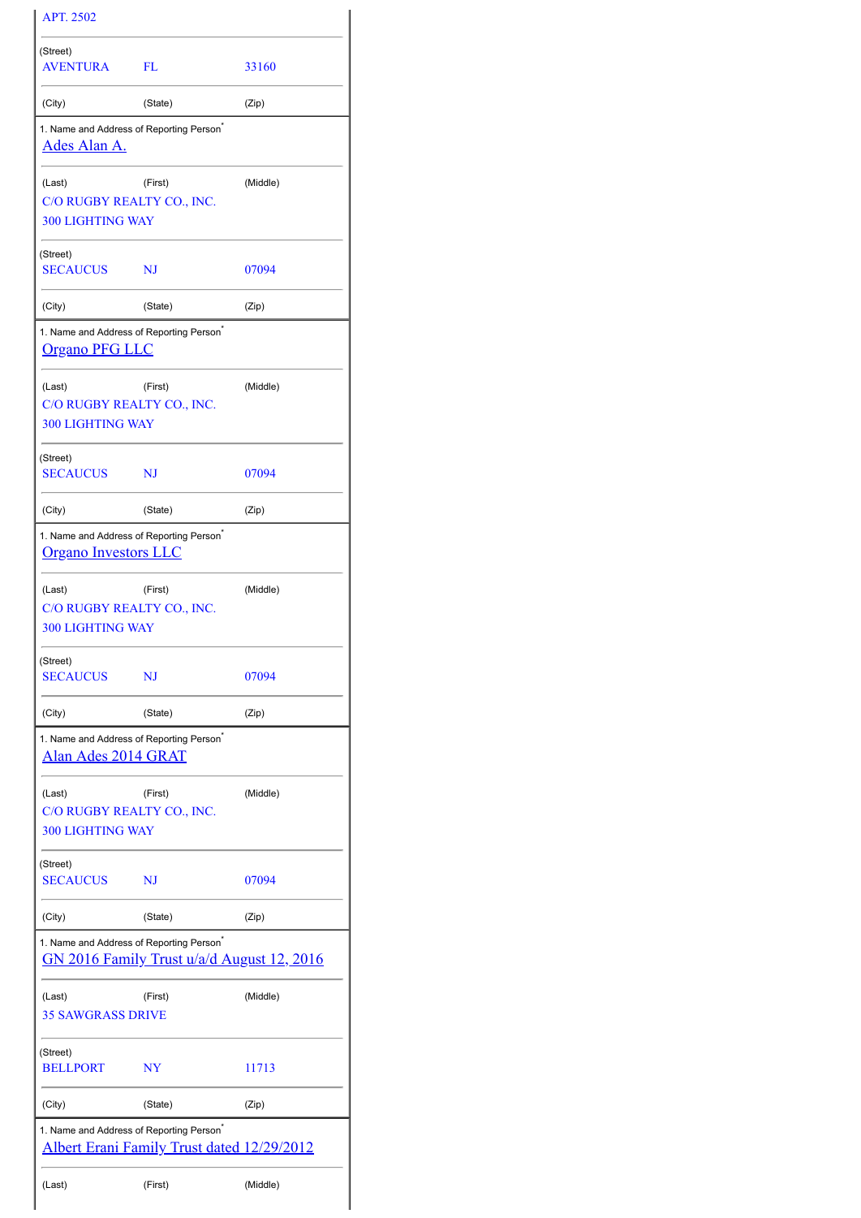APT. 2502

| (Street) | | |
|---|---|---|
| AVENTURA | FL | 33160 |
| (City) | (State) | (Zip) |

1. Name and Address of Reporting Person*

Ades Alan A.

| (Last) | (First) | (Middle) |
|---|---|---|

C/O RUGBY REALTY CO., INC.
300 LIGHTING WAY

| (Street) | | |
|---|---|---|
| SECAUCUS | NJ | 07094 |
| (City) | (State) | (Zip) |

1. Name and Address of Reporting Person*

Organo PFG LLC

| (Last) | (First) | (Middle) |
|---|---|---|

C/O RUGBY REALTY CO., INC.
300 LIGHTING WAY

| (Street) | | |
|---|---|---|
| SECAUCUS | NJ | 07094 |
| (City) | (State) | (Zip) |

1. Name and Address of Reporting Person*

Organo Investors LLC

| (Last) | (First) | (Middle) |
|---|---|---|

C/O RUGBY REALTY CO., INC.
300 LIGHTING WAY

| (Street) | | |
|---|---|---|
| SECAUCUS | NJ | 07094 |
| (City) | (State) | (Zip) |

1. Name and Address of Reporting Person*

Alan Ades 2014 GRAT

| (Last) | (First) | (Middle) |
|---|---|---|

C/O RUGBY REALTY CO., INC.
300 LIGHTING WAY

| (Street) | | |
|---|---|---|
| SECAUCUS | NJ | 07094 |
| (City) | (State) | (Zip) |

1. Name and Address of Reporting Person*

GN 2016 Family Trust u/a/d August 12, 2016

| (Last) | (First) | (Middle) |
|---|---|---|

35 SAWGRASS DRIVE

| (Street) | | |
|---|---|---|
| BELLPORT | NY | 11713 |
| (City) | (State) | (Zip) |

1. Name and Address of Reporting Person*

Albert Erani Family Trust dated 12/29/2012

| (Last) | (First) | (Middle) |
|---|---|---|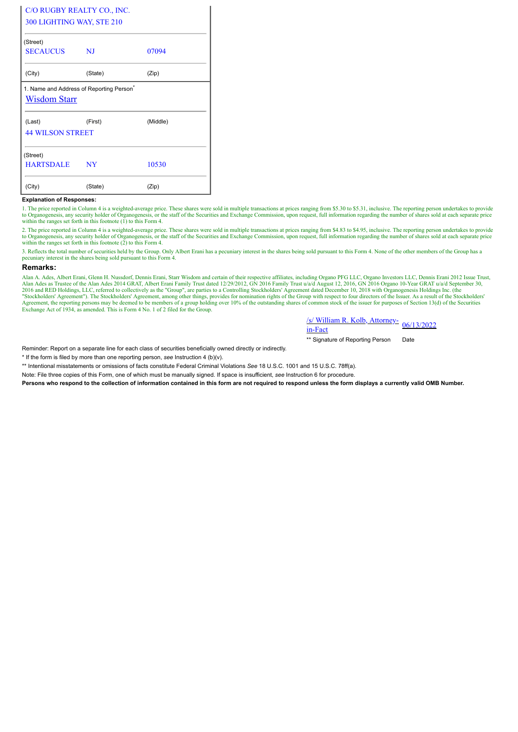| | | |
|---|---|---|
| C/O RUGBY REALTY CO., INC. | | |
| 300 LIGHTING WAY, STE 210 | | |
| (Street) | | |
| SECAUCUS | NJ | 07094 |
| (City) | (State) | (Zip) |

| | | |
|---|---|---|
| 1. Name and Address of Reporting Person* | | |
| Wisdom Starr | | |
| (Last) | (First) | (Middle) |
| 44 WILSON STREET | | |
| (Street) | | |
| HARTSDALE | NY | 10530 |
| (City) | (State) | (Zip) |

**Explanation of Responses:**

1. The price reported in Column 4 is a weighted-average price. These shares were sold in multiple transactions at prices ranging from $5.30 to $5.31, inclusive. The reporting person undertakes to provide to Organogenesis, any security holder of Organogenesis, or the staff of the Securities and Exchange Commission, upon request, full information regarding the number of shares sold at each separate price within the ranges set forth in this footnote (1) to this Form 4.

2. The price reported in Column 4 is a weighted-average price. These shares were sold in multiple transactions at prices ranging from $4.83 to $4.95, inclusive. The reporting person undertakes to provide to Organogenesis, any security holder of Organogenesis, or the staff of the Securities and Exchange Commission, upon request, full information regarding the number of shares sold at each separate price within the ranges set forth in this footnote (2) to this Form 4.

3. Reflects the total number of securities held by the Group. Only Albert Erani has a pecuniary interest in the shares being sold pursuant to this Form 4. None of the other members of the Group has a pecuniary interest in the shares being sold pursuant to this Form 4.

## Remarks:

Alan A. Ades, Albert Erani, Glenn H. Nussdorf, Dennis Erani, Starr Wisdom and certain of their respective affiliates, including Organo PFG LLC, Organo Investors LLC, Dennis Erani 2012 Issue Trust, Alan Ades as Trustee of the Alan Ades 2014 GRAT, Albert Erani Family Trust dated 12/29/2012, GN 2016 Family Trust u/a/d August 12, 2016, GN 2016 Organo 10-Year GRAT u/a/d September 30, 2016 and RED Holdings, LLC, referred to collectively as the "Group", are parties to a Controlling Stockholders' Agreement dated December 10, 2018 with Organogenesis Holdings Inc. (the "Stockholders' Agreement"). The Stockholders' Agreement, among other things, provides for nomination rights of the Group with respect to four directors of the Issuer. As a result of the Stockholders' Agreement, the reporting persons may be deemed to be members of a group holding over 10% of the outstanding shares of common stock of the issuer for purposes of Section 13(d) of the Securities Exchange Act of 1934, as amended. This is Form 4 No. 1 of 2 filed for the Group.

| | |
|---|---|
| /s/ William R. Kolb, Attorney-in-Fact | 06/13/2022 |
| ** Signature of Reporting Person | Date |

Reminder: Report on a separate line for each class of securities beneficially owned directly or indirectly.

* If the form is filed by more than one reporting person, *see* Instruction 4 (b)(v).

** Intentional misstatements or omissions of facts constitute Federal Criminal Violations *See* 18 U.S.C. 1001 and 15 U.S.C. 78ff(a).

Note: File three copies of this Form, one of which must be manually signed. If space is insufficient, *see* Instruction 6 for procedure.

**Persons who respond to the collection of information contained in this form are not required to respond unless the form displays a currently valid OMB Number.**